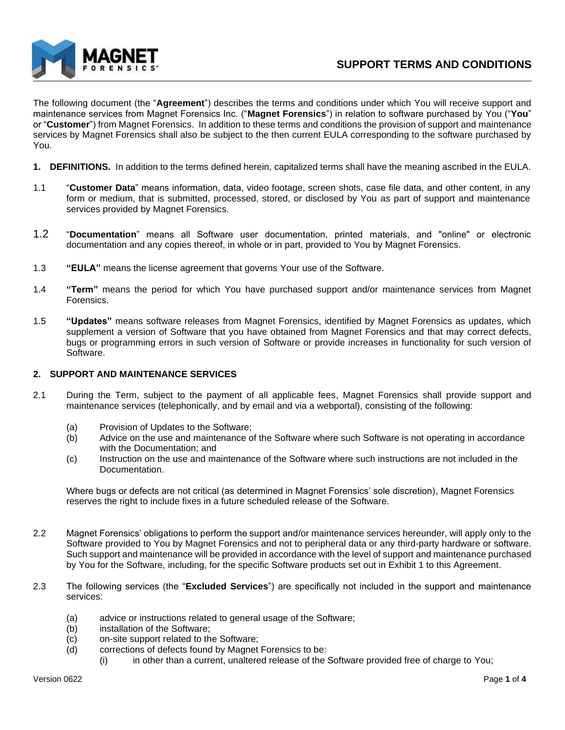# SUPPORT TERMS AND CONDITIONS

The following document (the "**Agreement**") describes the terms and conditions under which You will receive support and maintenance services from Magnet Forensics Inc. ("**Magnet Forensics**") in relation to software purchased by You ("**You**" or "**Customer**") from Magnet Forensics. In addition to these terms and conditions the provision of support and maintenance services by Magnet Forensics shall also be subject to the then current EULA corresponding to the software purchased by You.

**1. DEFINITIONS.** In addition to the terms defined herein, capitalized terms shall have the meaning ascribed in the EULA.

1.1 "**Customer Data**" means information, data, video footage, screen shots, case file data, and other content, in any form or medium, that is submitted, processed, stored, or disclosed by You as part of support and maintenance services provided by Magnet Forensics.

1.2 "**Documentation**" means all Software user documentation, printed materials, and "online" or electronic documentation and any copies thereof, in whole or in part, provided to You by Magnet Forensics.

1.3 **"EULA"** means the license agreement that governs Your use of the Software.

1.4 **"Term"** means the period for which You have purchased support and/or maintenance services from Magnet Forensics.

1.5 **"Updates"** means software releases from Magnet Forensics, identified by Magnet Forensics as updates, which supplement a version of Software that you have obtained from Magnet Forensics and that may correct defects, bugs or programming errors in such version of Software or provide increases in functionality for such version of Software.

**2. SUPPORT AND MAINTENANCE SERVICES**

2.1 During the Term, subject to the payment of all applicable fees, Magnet Forensics shall provide support and maintenance services (telephonically, and by email and via a webportal), consisting of the following:

(a) Provision of Updates to the Software;
(b) Advice on the use and maintenance of the Software where such Software is not operating in accordance with the Documentation; and
(c) Instruction on the use and maintenance of the Software where such instructions are not included in the Documentation.

Where bugs or defects are not critical (as determined in Magnet Forensics' sole discretion), Magnet Forensics reserves the right to include fixes in a future scheduled release of the Software.

2.2 Magnet Forensics' obligations to perform the support and/or maintenance services hereunder, will apply only to the Software provided to You by Magnet Forensics and not to peripheral data or any third-party hardware or software. Such support and maintenance will be provided in accordance with the level of support and maintenance purchased by You for the Software, including, for the specific Software products set out in Exhibit 1 to this Agreement.

2.3 The following services (the "**Excluded Services**") are specifically not included in the support and maintenance services:

(a) advice or instructions related to general usage of the Software;
(b) installation of the Software;
(c) on-site support related to the Software;
(d) corrections of defects found by Magnet Forensics to be:
    (i) in other than a current, unaltered release of the Software provided free of charge to You;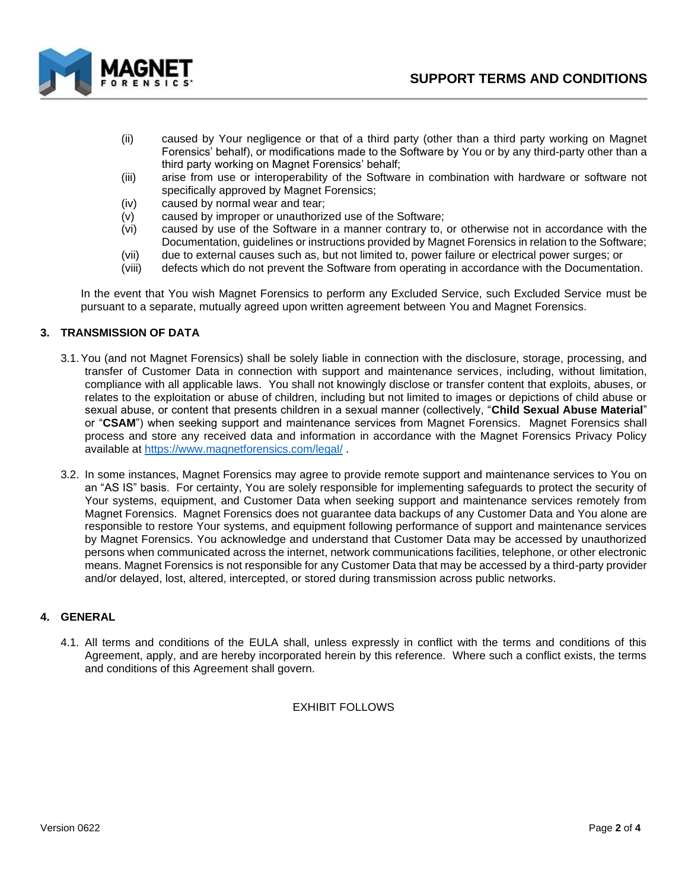(ii) caused by Your negligence or that of a third party (other than a third party working on Magnet Forensics' behalf), or modifications made to the Software by You or by any third-party other than a third party working on Magnet Forensics' behalf;

(iii) arise from use or interoperability of the Software in combination with hardware or software not specifically approved by Magnet Forensics;

(iv) caused by normal wear and tear;

(v) caused by improper or unauthorized use of the Software;

(vi) caused by use of the Software in a manner contrary to, or otherwise not in accordance with the Documentation, guidelines or instructions provided by Magnet Forensics in relation to the Software;

(vii) due to external causes such as, but not limited to, power failure or electrical power surges; or

(viii) defects which do not prevent the Software from operating in accordance with the Documentation.

In the event that You wish Magnet Forensics to perform any Excluded Service, such Excluded Service must be pursuant to a separate, mutually agreed upon written agreement between You and Magnet Forensics.

## 3. TRANSMISSION OF DATA

3.1. You (and not Magnet Forensics) shall be solely liable in connection with the disclosure, storage, processing, and transfer of Customer Data in connection with support and maintenance services, including, without limitation, compliance with all applicable laws. You shall not knowingly disclose or transfer content that exploits, abuses, or relates to the exploitation or abuse of children, including but not limited to images or depictions of child abuse or sexual abuse, or content that presents children in a sexual manner (collectively, "**Child Sexual Abuse Material**" or "**CSAM**") when seeking support and maintenance services from Magnet Forensics. Magnet Forensics shall process and store any received data and information in accordance with the Magnet Forensics Privacy Policy available at https://www.magnetforensics.com/legal/ .

3.2. In some instances, Magnet Forensics may agree to provide remote support and maintenance services to You on an "AS IS" basis. For certainty, You are solely responsible for implementing safeguards to protect the security of Your systems, equipment, and Customer Data when seeking support and maintenance services remotely from Magnet Forensics. Magnet Forensics does not guarantee data backups of any Customer Data and You alone are responsible to restore Your systems, and equipment following performance of support and maintenance services by Magnet Forensics. You acknowledge and understand that Customer Data may be accessed by unauthorized persons when communicated across the internet, network communications facilities, telephone, or other electronic means. Magnet Forensics is not responsible for any Customer Data that may be accessed by a third-party provider and/or delayed, lost, altered, intercepted, or stored during transmission across public networks.

## 4. GENERAL

4.1. All terms and conditions of the EULA shall, unless expressly in conflict with the terms and conditions of this Agreement, apply, and are hereby incorporated herein by this reference. Where such a conflict exists, the terms and conditions of this Agreement shall govern.

EXHIBIT FOLLOWS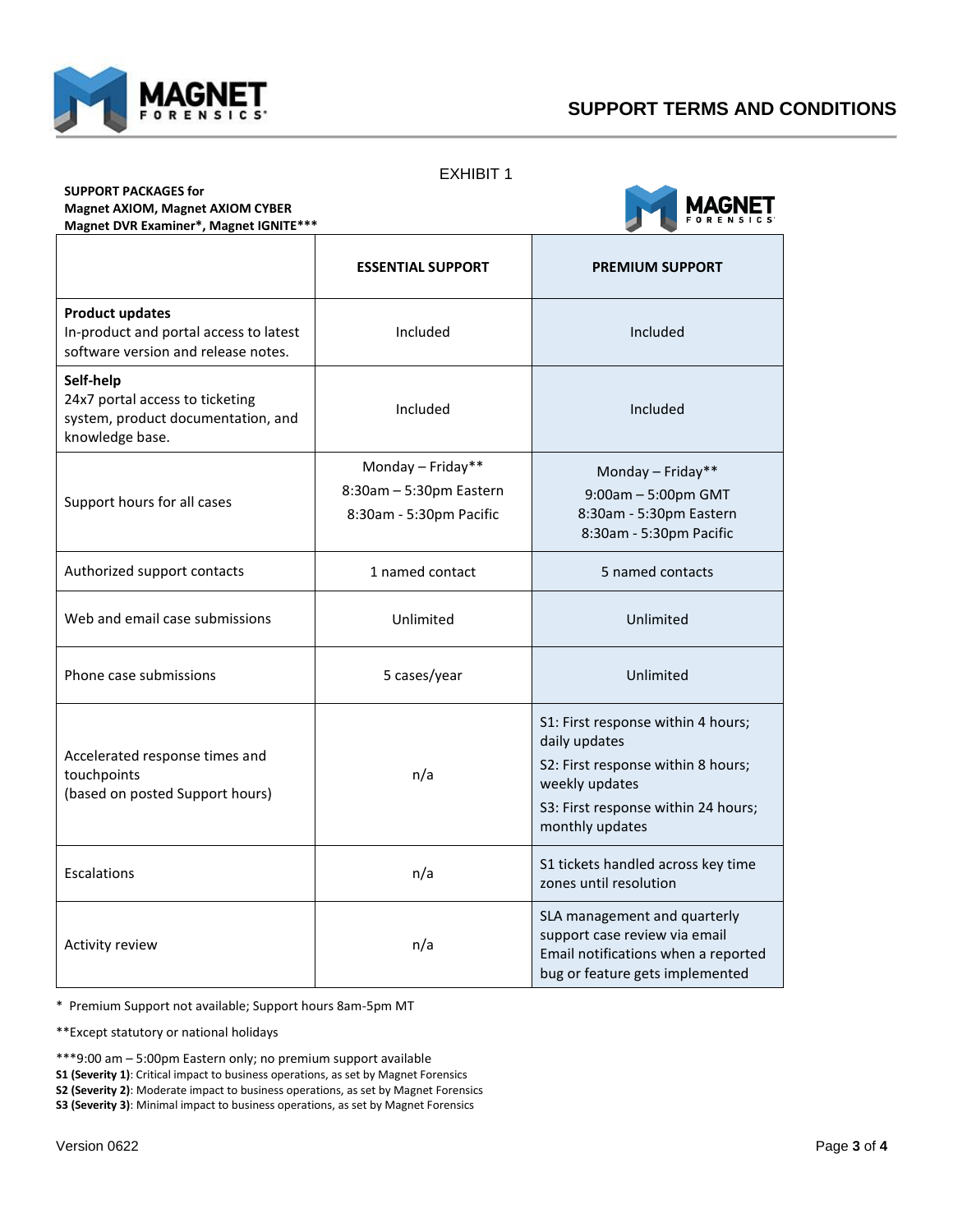EXHIBIT 1

**SUPPORT PACKAGES for**
**Magnet AXIOM, Magnet AXIOM CYBER**
**Magnet DVR Examiner*, Magnet IGNITE*****

| | **ESSENTIAL SUPPORT** | **PREMIUM SUPPORT** |
|---|---|---|
| **Product updates** In-product and portal access to latest software version and release notes. | Included | Included |
| **Self-help** 24x7 portal access to ticketing system, product documentation, and knowledge base. | Included | Included |
| Support hours for all cases | Monday – Friday** 8:30am – 5:30pm Eastern 8:30am - 5:30pm Pacific | Monday – Friday** 9:00am – 5:00pm GMT 8:30am - 5:30pm Eastern 8:30am - 5:30pm Pacific |
| Authorized support contacts | 1 named contact | 5 named contacts |
| Web and email case submissions | Unlimited | Unlimited |
| Phone case submissions | 5 cases/year | Unlimited |
| Accelerated response times and touchpoints (based on posted Support hours) | n/a | S1: First response within 4 hours; daily updates S2: First response within 8 hours; weekly updates S3: First response within 24 hours; monthly updates |
| Escalations | n/a | S1 tickets handled across key time zones until resolution |
| Activity review | n/a | SLA management and quarterly support case review via email Email notifications when a reported bug or feature gets implemented |

\* Premium Support not available; Support hours 8am-5pm MT

**Except statutory or national holidays

***9:00 am – 5:00pm Eastern only; no premium support available

**S1 (Severity 1)**: Critical impact to business operations, as set by Magnet Forensics

**S2 (Severity 2)**: Moderate impact to business operations, as set by Magnet Forensics

**S3 (Severity 3)**: Minimal impact to business operations, as set by Magnet Forensics

Version 0622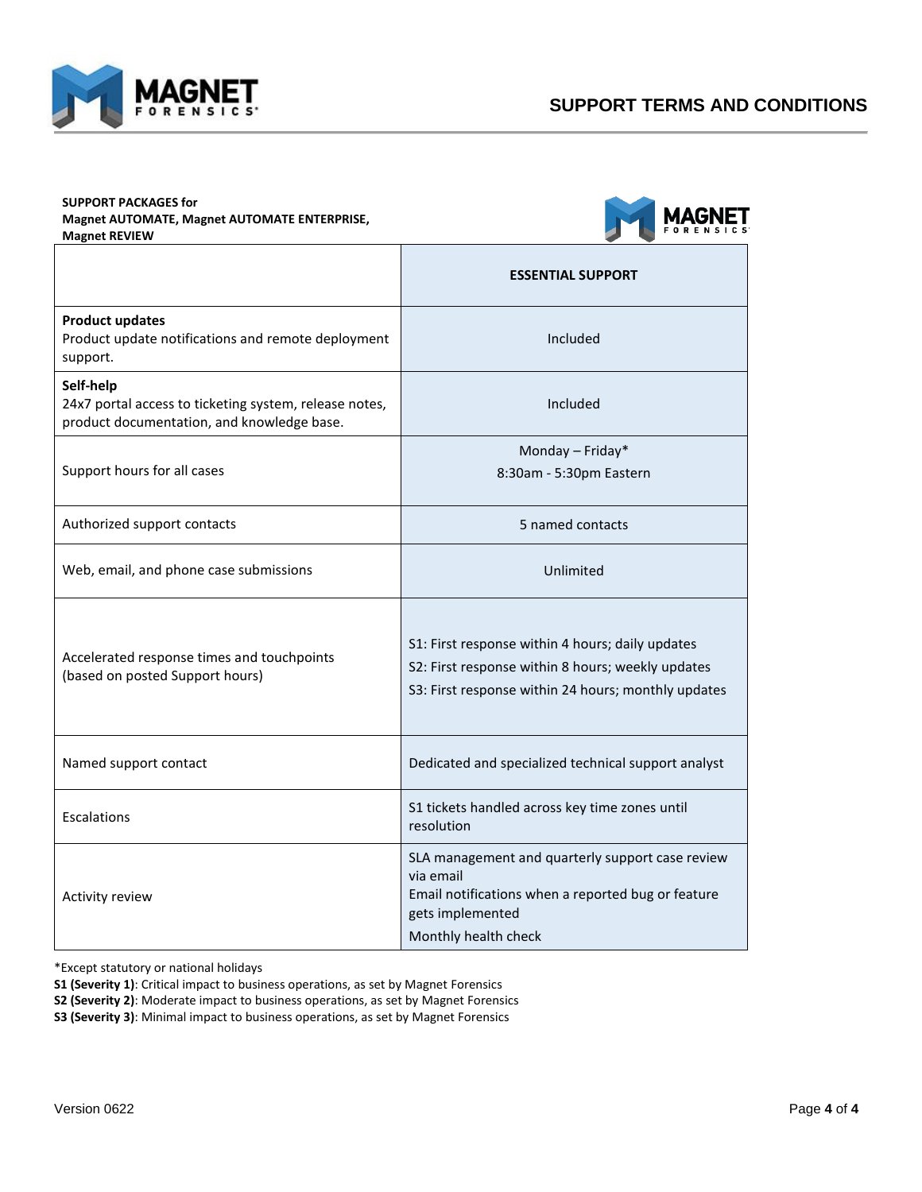**SUPPORT PACKAGES for Magnet AUTOMATE, Magnet AUTOMATE ENTERPRISE, Magnet REVIEW**

| | ESSENTIAL SUPPORT |
|---|---|
| **Product updates**<br>Product update notifications and remote deployment support. | Included |
| **Self-help**<br>24x7 portal access to ticketing system, release notes, product documentation, and knowledge base. | Included |
| Support hours for all cases | Monday – Friday*<br>8:30am - 5:30pm Eastern |
| Authorized support contacts | 5 named contacts |
| Web, email, and phone case submissions | Unlimited |
| Accelerated response times and touchpoints (based on posted Support hours) | S1: First response within 4 hours; daily updates<br>S2: First response within 8 hours; weekly updates<br>S3: First response within 24 hours; monthly updates |
| Named support contact | Dedicated and specialized technical support analyst |
| Escalations | S1 tickets handled across key time zones until resolution |
| Activity review | SLA management and quarterly support case review via email<br>Email notifications when a reported bug or feature gets implemented<br>Monthly health check |

*Except statutory or national holidays

**S1 (Severity 1)**: Critical impact to business operations, as set by Magnet Forensics

**S2 (Severity 2)**: Moderate impact to business operations, as set by Magnet Forensics

**S3 (Severity 3)**: Minimal impact to business operations, as set by Magnet Forensics

Version 0622